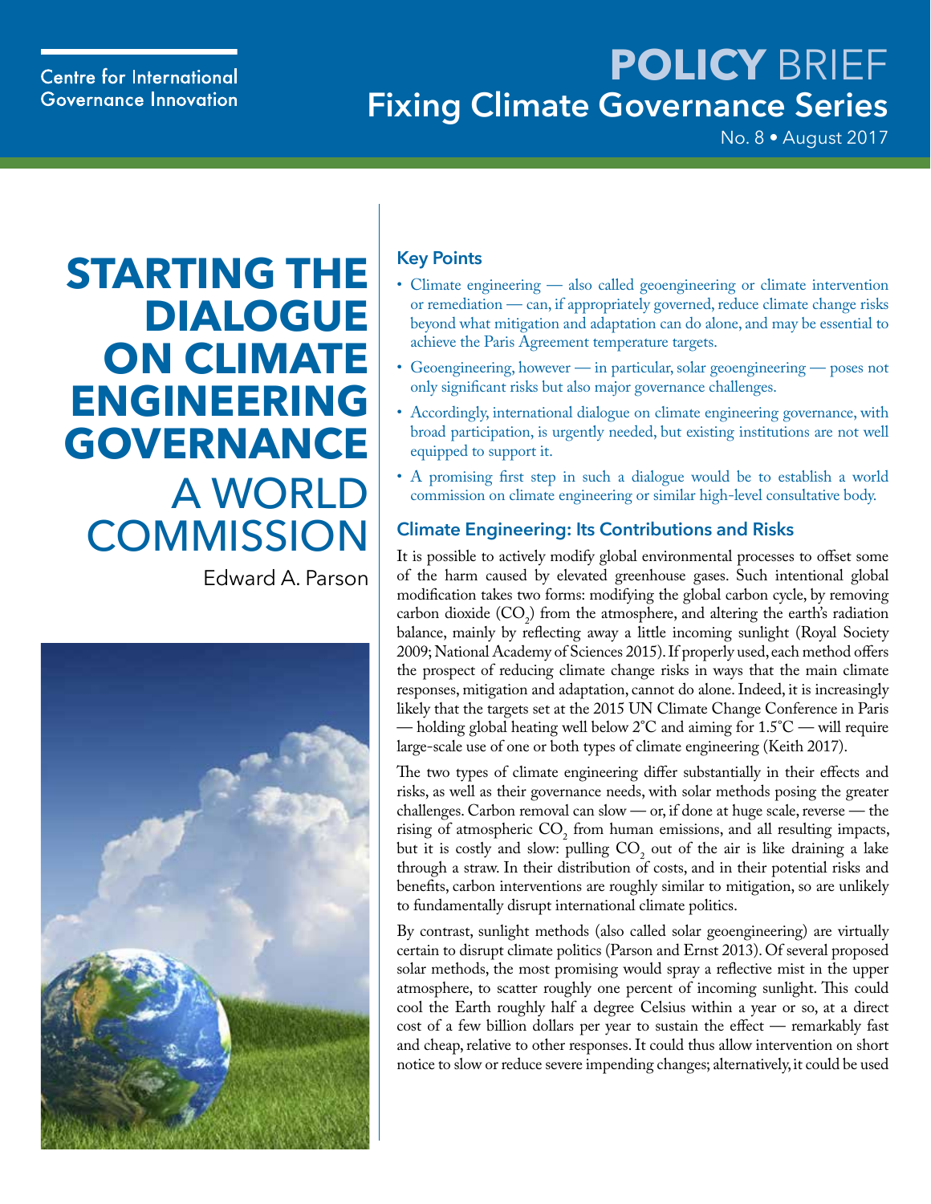Centre for International Governance Innovation

# POLICY BRIEF

## Fixing Climate Governance Series

No. 8 • August 2017

# STARTING THE DIALOGUE ON CLIMATE ENGINEERING GOVERNANCE A WORLD COMMISSION

Edward A. Parson

## Key Points

- Climate engineering — also called geoengineering or climate intervention or remediation — can, if appropriately governed, reduce climate change risks beyond what mitigation and adaptation can do alone, and may be essential to achieve the Paris Agreement temperature targets.
- Geoengineering, however — in particular, solar geoengineering — poses not only significant risks but also major governance challenges.
- Accordingly, international dialogue on climate engineering governance, with broad participation, is urgently needed, but existing institutions are not well equipped to support it.
- A promising first step in such a dialogue would be to establish a world commission on climate engineering or similar high-level consultative body.

## Climate Engineering: Its Contributions and Risks

It is possible to actively modify global environmental processes to offset some of the harm caused by elevated greenhouse gases. Such intentional global modification takes two forms: modifying the global carbon cycle, by removing carbon dioxide ($CO_2$) from the atmosphere, and altering the earth's radiation balance, mainly by reflecting away a little incoming sunlight (Royal Society 2009; National Academy of Sciences 2015). If properly used, each method offers the prospect of reducing climate change risks in ways that the main climate responses, mitigation and adaptation, cannot do alone. Indeed, it is increasingly likely that the targets set at the 2015 UN Climate Change Conference in Paris — holding global heating well below 2°C and aiming for 1.5°C — will require large-scale use of one or both types of climate engineering (Keith 2017).

The two types of climate engineering differ substantially in their effects and risks, as well as their governance needs, with solar methods posing the greater challenges. Carbon removal can slow — or, if done at huge scale, reverse — the rising of atmospheric $CO_2$ from human emissions, and all resulting impacts, but it is costly and slow: pulling $CO_2$ out of the air is like draining a lake through a straw. In their distribution of costs, and in their potential risks and benefits, carbon interventions are roughly similar to mitigation, so are unlikely to fundamentally disrupt international climate politics.

By contrast, sunlight methods (also called solar geoengineering) are virtually certain to disrupt climate politics (Parson and Ernst 2013). Of several proposed solar methods, the most promising would spray a reflective mist in the upper atmosphere, to scatter roughly one percent of incoming sunlight. This could cool the Earth roughly half a degree Celsius within a year or so, at a direct cost of a few billion dollars per year to sustain the effect — remarkably fast and cheap, relative to other responses. It could thus allow intervention on short notice to slow or reduce severe impending changes; alternatively, it could be used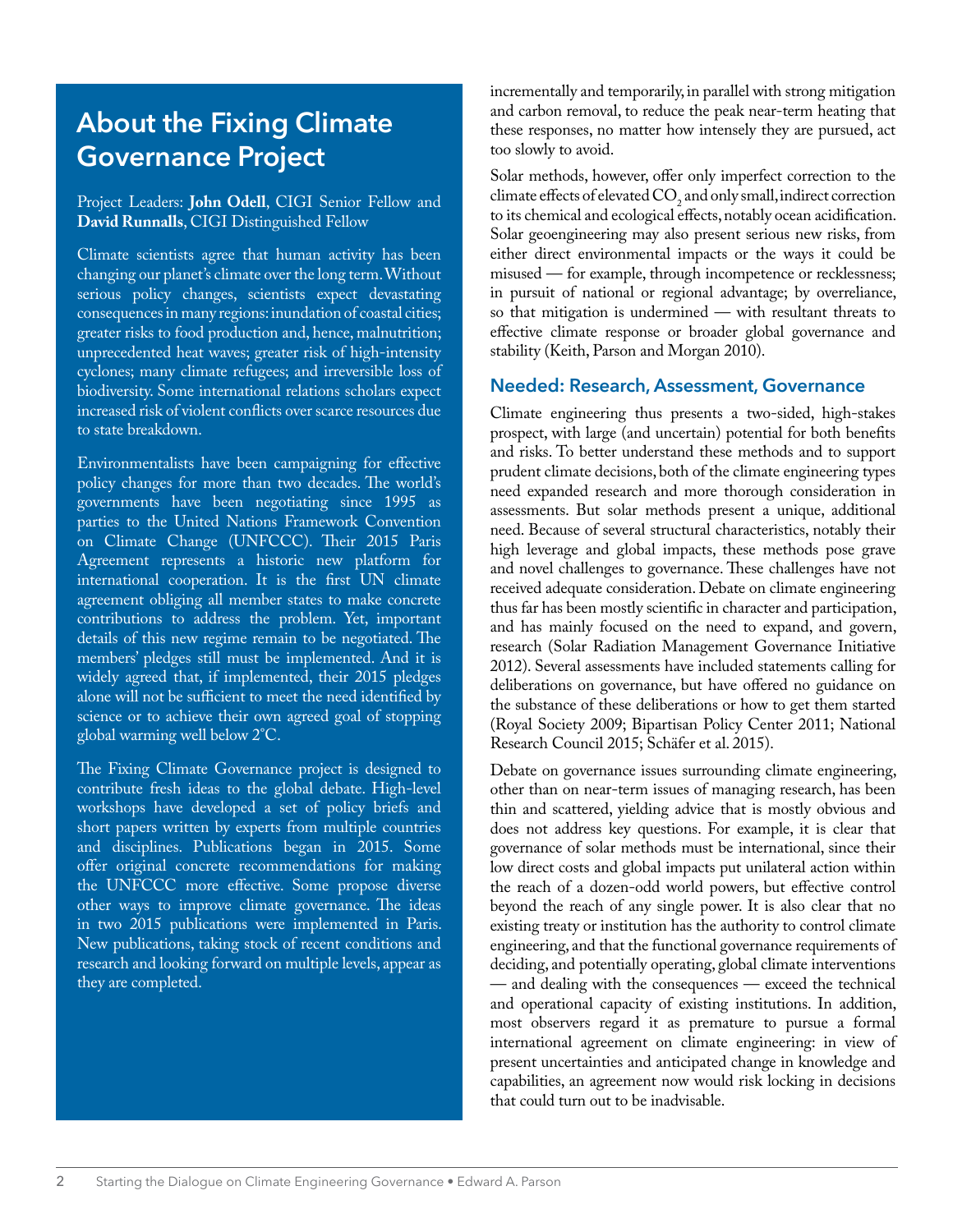## About the Fixing Climate Governance Project

Project Leaders: **John Odell**, CIGI Senior Fellow and **David Runnalls**, CIGI Distinguished Fellow

Climate scientists agree that human activity has been changing our planet's climate over the long term. Without serious policy changes, scientists expect devastating consequences in many regions: inundation of coastal cities; greater risks to food production and, hence, malnutrition; unprecedented heat waves; greater risk of high-intensity cyclones; many climate refugees; and irreversible loss of biodiversity. Some international relations scholars expect increased risk of violent conflicts over scarce resources due to state breakdown.

Environmentalists have been campaigning for effective policy changes for more than two decades. The world's governments have been negotiating since 1995 as parties to the United Nations Framework Convention on Climate Change (UNFCCC). Their 2015 Paris Agreement represents a historic new platform for international cooperation. It is the first UN climate agreement obliging all member states to make concrete contributions to address the problem. Yet, important details of this new regime remain to be negotiated. The members' pledges still must be implemented. And it is widely agreed that, if implemented, their 2015 pledges alone will not be sufficient to meet the need identified by science or to achieve their own agreed goal of stopping global warming well below 2°C.

The Fixing Climate Governance project is designed to contribute fresh ideas to the global debate. High-level workshops have developed a set of policy briefs and short papers written by experts from multiple countries and disciplines. Publications began in 2015. Some offer original concrete recommendations for making the UNFCCC more effective. Some propose diverse other ways to improve climate governance. The ideas in two 2015 publications were implemented in Paris. New publications, taking stock of recent conditions and research and looking forward on multiple levels, appear as they are completed.

incrementally and temporarily, in parallel with strong mitigation and carbon removal, to reduce the peak near-term heating that these responses, no matter how intensely they are pursued, act too slowly to avoid.

Solar methods, however, offer only imperfect correction to the climate effects of elevated $CO_2$ and only small, indirect correction to its chemical and ecological effects, notably ocean acidification. Solar geoengineering may also present serious new risks, from either direct environmental impacts or the ways it could be misused — for example, through incompetence or recklessness; in pursuit of national or regional advantage; by overreliance, so that mitigation is undermined — with resultant threats to effective climate response or broader global governance and stability (Keith, Parson and Morgan 2010).

### Needed: Research, Assessment, Governance

Climate engineering thus presents a two-sided, high-stakes prospect, with large (and uncertain) potential for both benefits and risks. To better understand these methods and to support prudent climate decisions, both of the climate engineering types need expanded research and more thorough consideration in assessments. But solar methods present a unique, additional need. Because of several structural characteristics, notably their high leverage and global impacts, these methods pose grave and novel challenges to governance. These challenges have not received adequate consideration. Debate on climate engineering thus far has been mostly scientific in character and participation, and has mainly focused on the need to expand, and govern, research (Solar Radiation Management Governance Initiative 2012). Several assessments have included statements calling for deliberations on governance, but have offered no guidance on the substance of these deliberations or how to get them started (Royal Society 2009; Bipartisan Policy Center 2011; National Research Council 2015; Schäfer et al. 2015).

Debate on governance issues surrounding climate engineering, other than on near-term issues of managing research, has been thin and scattered, yielding advice that is mostly obvious and does not address key questions. For example, it is clear that governance of solar methods must be international, since their low direct costs and global impacts put unilateral action within the reach of a dozen-odd world powers, but effective control beyond the reach of any single power. It is also clear that no existing treaty or institution has the authority to control climate engineering, and that the functional governance requirements of deciding, and potentially operating, global climate interventions — and dealing with the consequences — exceed the technical and operational capacity of existing institutions. In addition, most observers regard it as premature to pursue a formal international agreement on climate engineering: in view of present uncertainties and anticipated change in knowledge and capabilities, an agreement now would risk locking in decisions that could turn out to be inadvisable.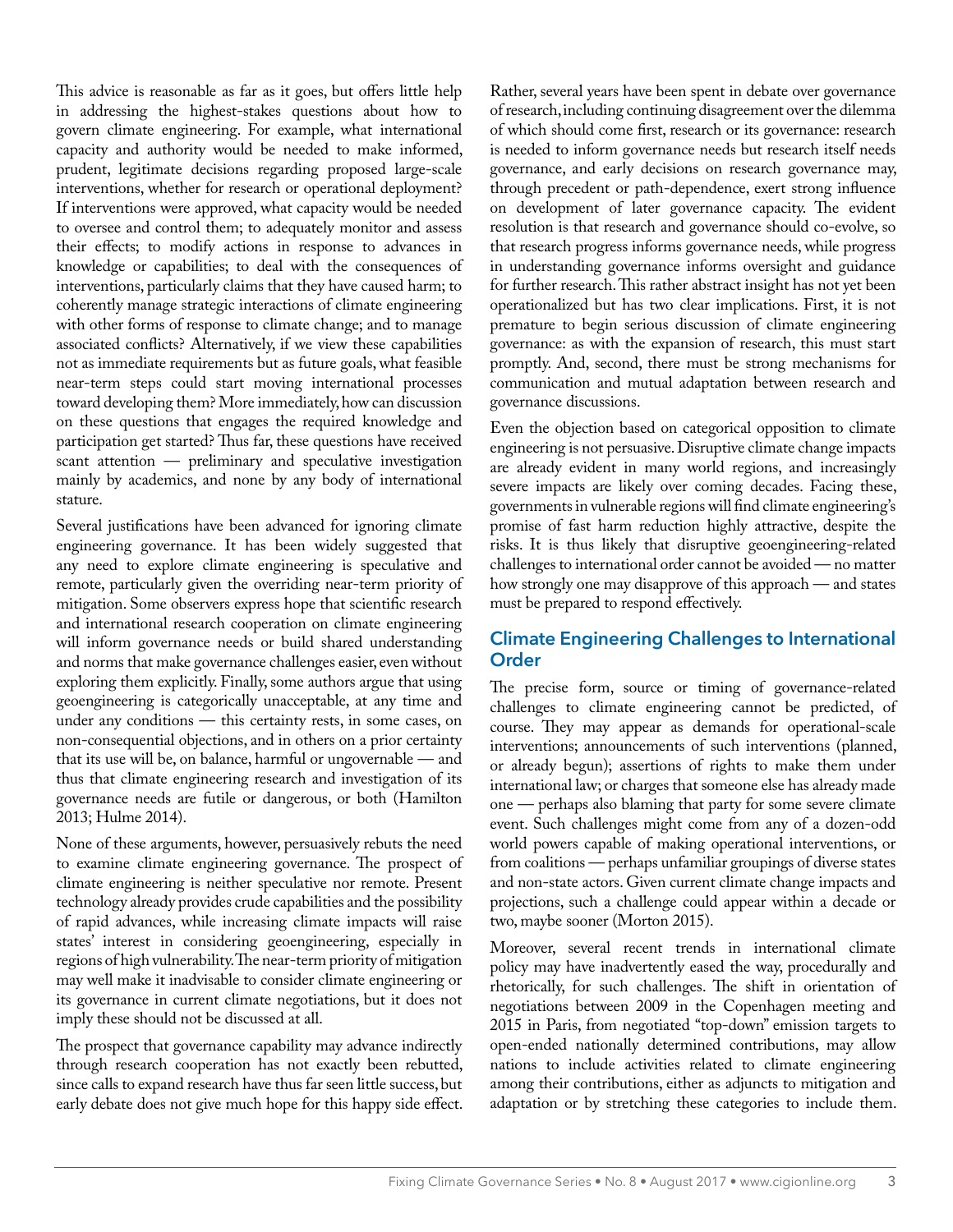This advice is reasonable as far as it goes, but offers little help in addressing the highest-stakes questions about how to govern climate engineering. For example, what international capacity and authority would be needed to make informed, prudent, legitimate decisions regarding proposed large-scale interventions, whether for research or operational deployment? If interventions were approved, what capacity would be needed to oversee and control them; to adequately monitor and assess their effects; to modify actions in response to advances in knowledge or capabilities; to deal with the consequences of interventions, particularly claims that they have caused harm; to coherently manage strategic interactions of climate engineering with other forms of response to climate change; and to manage associated conflicts? Alternatively, if we view these capabilities not as immediate requirements but as future goals, what feasible near-term steps could start moving international processes toward developing them? More immediately, how can discussion on these questions that engages the required knowledge and participation get started? Thus far, these questions have received scant attention — preliminary and speculative investigation mainly by academics, and none by any body of international stature.

Several justifications have been advanced for ignoring climate engineering governance. It has been widely suggested that any need to explore climate engineering is speculative and remote, particularly given the overriding near-term priority of mitigation. Some observers express hope that scientific research and international research cooperation on climate engineering will inform governance needs or build shared understanding and norms that make governance challenges easier, even without exploring them explicitly. Finally, some authors argue that using geoengineering is categorically unacceptable, at any time and under any conditions — this certainty rests, in some cases, on non-consequential objections, and in others on a prior certainty that its use will be, on balance, harmful or ungovernable — and thus that climate engineering research and investigation of its governance needs are futile or dangerous, or both (Hamilton 2013; Hulme 2014).

None of these arguments, however, persuasively rebuts the need to examine climate engineering governance. The prospect of climate engineering is neither speculative nor remote. Present technology already provides crude capabilities and the possibility of rapid advances, while increasing climate impacts will raise states' interest in considering geoengineering, especially in regions of high vulnerability. The near-term priority of mitigation may well make it inadvisable to consider climate engineering or its governance in current climate negotiations, but it does not imply these should not be discussed at all.

The prospect that governance capability may advance indirectly through research cooperation has not exactly been rebutted, since calls to expand research have thus far seen little success, but early debate does not give much hope for this happy side effect. Rather, several years have been spent in debate over governance of research, including continuing disagreement over the dilemma of which should come first, research or its governance: research is needed to inform governance needs but research itself needs governance, and early decisions on research governance may, through precedent or path-dependence, exert strong influence on development of later governance capacity. The evident resolution is that research and governance should co-evolve, so that research progress informs governance needs, while progress in understanding governance informs oversight and guidance for further research. This rather abstract insight has not yet been operationalized but has two clear implications. First, it is not premature to begin serious discussion of climate engineering governance: as with the expansion of research, this must start promptly. And, second, there must be strong mechanisms for communication and mutual adaptation between research and governance discussions.

Even the objection based on categorical opposition to climate engineering is not persuasive. Disruptive climate change impacts are already evident in many world regions, and increasingly severe impacts are likely over coming decades. Facing these, governments in vulnerable regions will find climate engineering's promise of fast harm reduction highly attractive, despite the risks. It is thus likely that disruptive geoengineering-related challenges to international order cannot be avoided — no matter how strongly one may disapprove of this approach — and states must be prepared to respond effectively.

## Climate Engineering Challenges to International Order

The precise form, source or timing of governance-related challenges to climate engineering cannot be predicted, of course. They may appear as demands for operational-scale interventions; announcements of such interventions (planned, or already begun); assertions of rights to make them under international law; or charges that someone else has already made one — perhaps also blaming that party for some severe climate event. Such challenges might come from any of a dozen-odd world powers capable of making operational interventions, or from coalitions — perhaps unfamiliar groupings of diverse states and non-state actors. Given current climate change impacts and projections, such a challenge could appear within a decade or two, maybe sooner (Morton 2015).

Moreover, several recent trends in international climate policy may have inadvertently eased the way, procedurally and rhetorically, for such challenges. The shift in orientation of negotiations between 2009 in the Copenhagen meeting and 2015 in Paris, from negotiated "top-down" emission targets to open-ended nationally determined contributions, may allow nations to include activities related to climate engineering among their contributions, either as adjuncts to mitigation and adaptation or by stretching these categories to include them.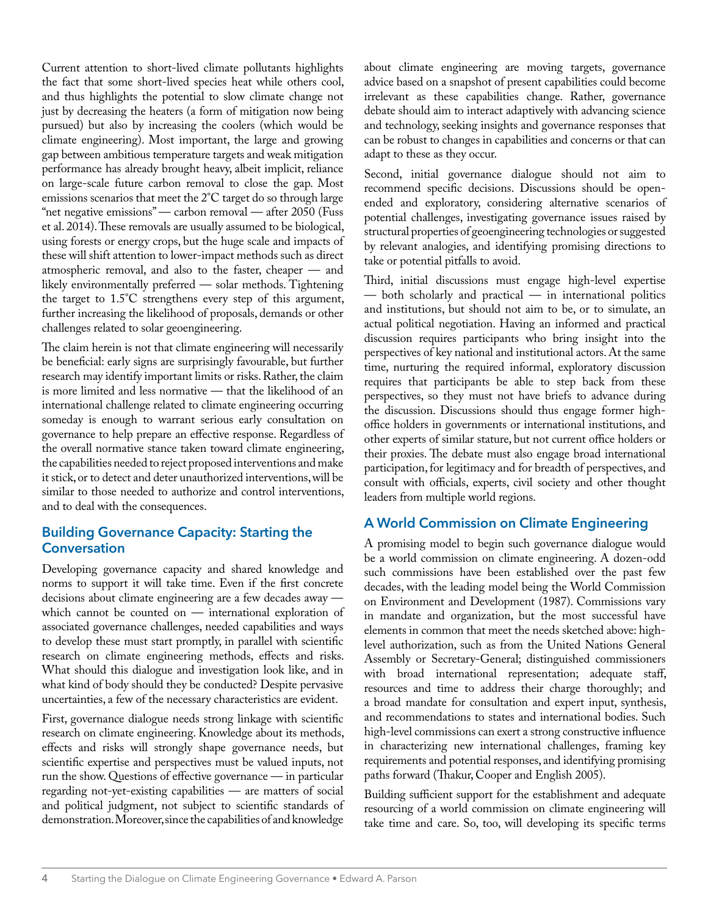Current attention to short-lived climate pollutants highlights the fact that some short-lived species heat while others cool, and thus highlights the potential to slow climate change not just by decreasing the heaters (a form of mitigation now being pursued) but also by increasing the coolers (which would be climate engineering). Most important, the large and growing gap between ambitious temperature targets and weak mitigation performance has already brought heavy, albeit implicit, reliance on large-scale future carbon removal to close the gap. Most emissions scenarios that meet the 2°C target do so through large "net negative emissions" — carbon removal — after 2050 (Fuss et al. 2014). These removals are usually assumed to be biological, using forests or energy crops, but the huge scale and impacts of these will shift attention to lower-impact methods such as direct atmospheric removal, and also to the faster, cheaper — and likely environmentally preferred — solar methods. Tightening the target to 1.5°C strengthens every step of this argument, further increasing the likelihood of proposals, demands or other challenges related to solar geoengineering.

The claim herein is not that climate engineering will necessarily be beneficial: early signs are surprisingly favourable, but further research may identify important limits or risks. Rather, the claim is more limited and less normative — that the likelihood of an international challenge related to climate engineering occurring someday is enough to warrant serious early consultation on governance to help prepare an effective response. Regardless of the overall normative stance taken toward climate engineering, the capabilities needed to reject proposed interventions and make it stick, or to detect and deter unauthorized interventions, will be similar to those needed to authorize and control interventions, and to deal with the consequences.

## Building Governance Capacity: Starting the Conversation

Developing governance capacity and shared knowledge and norms to support it will take time. Even if the first concrete decisions about climate engineering are a few decades away — which cannot be counted on — international exploration of associated governance challenges, needed capabilities and ways to develop these must start promptly, in parallel with scientific research on climate engineering methods, effects and risks. What should this dialogue and investigation look like, and in what kind of body should they be conducted? Despite pervasive uncertainties, a few of the necessary characteristics are evident.

First, governance dialogue needs strong linkage with scientific research on climate engineering. Knowledge about its methods, effects and risks will strongly shape governance needs, but scientific expertise and perspectives must be valued inputs, not run the show. Questions of effective governance — in particular regarding not-yet-existing capabilities — are matters of social and political judgment, not subject to scientific standards of demonstration. Moreover, since the capabilities of and knowledge about climate engineering are moving targets, governance advice based on a snapshot of present capabilities could become irrelevant as these capabilities change. Rather, governance debate should aim to interact adaptively with advancing science and technology, seeking insights and governance responses that can be robust to changes in capabilities and concerns or that can adapt to these as they occur.

Second, initial governance dialogue should not aim to recommend specific decisions. Discussions should be open-ended and exploratory, considering alternative scenarios of potential challenges, investigating governance issues raised by structural properties of geoengineering technologies or suggested by relevant analogies, and identifying promising directions to take or potential pitfalls to avoid.

Third, initial discussions must engage high-level expertise — both scholarly and practical — in international politics and institutions, but should not aim to be, or to simulate, an actual political negotiation. Having an informed and practical discussion requires participants who bring insight into the perspectives of key national and institutional actors. At the same time, nurturing the required informal, exploratory discussion requires that participants be able to step back from these perspectives, so they must not have briefs to advance during the discussion. Discussions should thus engage former high-office holders in governments or international institutions, and other experts of similar stature, but not current office holders or their proxies. The debate must also engage broad international participation, for legitimacy and for breadth of perspectives, and consult with officials, experts, civil society and other thought leaders from multiple world regions.

## A World Commission on Climate Engineering

A promising model to begin such governance dialogue would be a world commission on climate engineering. A dozen-odd such commissions have been established over the past few decades, with the leading model being the World Commission on Environment and Development (1987). Commissions vary in mandate and organization, but the most successful have elements in common that meet the needs sketched above: high-level authorization, such as from the United Nations General Assembly or Secretary-General; distinguished commissioners with broad international representation; adequate staff, resources and time to address their charge thoroughly; and a broad mandate for consultation and expert input, synthesis, and recommendations to states and international bodies. Such high-level commissions can exert a strong constructive influence in characterizing new international challenges, framing key requirements and potential responses, and identifying promising paths forward (Thakur, Cooper and English 2005).

Building sufficient support for the establishment and adequate resourcing of a world commission on climate engineering will take time and care. So, too, will developing its specific terms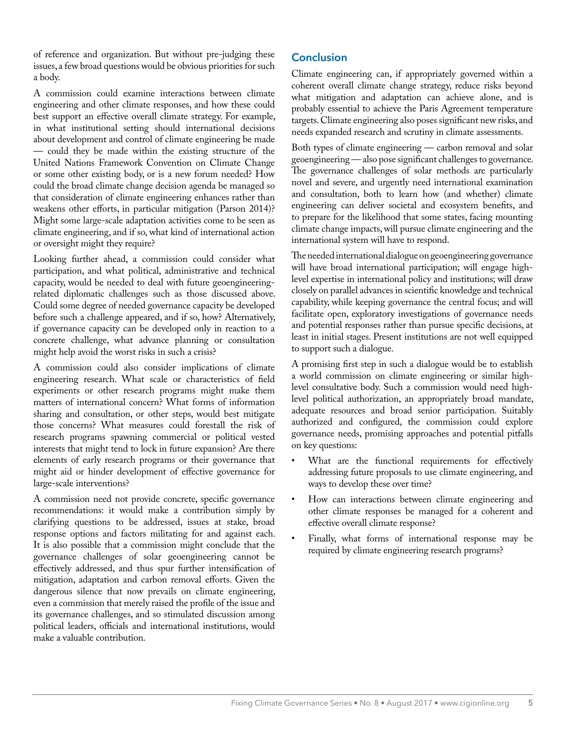of reference and organization. But without pre-judging these issues, a few broad questions would be obvious priorities for such a body.

A commission could examine interactions between climate engineering and other climate responses, and how these could best support an effective overall climate strategy. For example, in what institutional setting should international decisions about development and control of climate engineering be made — could they be made within the existing structure of the United Nations Framework Convention on Climate Change or some other existing body, or is a new forum needed? How could the broad climate change decision agenda be managed so that consideration of climate engineering enhances rather than weakens other efforts, in particular mitigation (Parson 2014)? Might some large-scale adaptation activities come to be seen as climate engineering, and if so, what kind of international action or oversight might they require?

Looking further ahead, a commission could consider what participation, and what political, administrative and technical capacity, would be needed to deal with future geoengineering-related diplomatic challenges such as those discussed above. Could some degree of needed governance capacity be developed before such a challenge appeared, and if so, how? Alternatively, if governance capacity can be developed only in reaction to a concrete challenge, what advance planning or consultation might help avoid the worst risks in such a crisis?

A commission could also consider implications of climate engineering research. What scale or characteristics of field experiments or other research programs might make them matters of international concern? What forms of information sharing and consultation, or other steps, would best mitigate those concerns? What measures could forestall the risk of research programs spawning commercial or political vested interests that might tend to lock in future expansion? Are there elements of early research programs or their governance that might aid or hinder development of effective governance for large-scale interventions?

A commission need not provide concrete, specific governance recommendations: it would make a contribution simply by clarifying questions to be addressed, issues at stake, broad response options and factors militating for and against each. It is also possible that a commission might conclude that the governance challenges of solar geoengineering cannot be effectively addressed, and thus spur further intensification of mitigation, adaptation and carbon removal efforts. Given the dangerous silence that now prevails on climate engineering, even a commission that merely raised the profile of the issue and its governance challenges, and so stimulated discussion among political leaders, officials and international institutions, would make a valuable contribution.

## Conclusion

Climate engineering can, if appropriately governed within a coherent overall climate change strategy, reduce risks beyond what mitigation and adaptation can achieve alone, and is probably essential to achieve the Paris Agreement temperature targets. Climate engineering also poses significant new risks, and needs expanded research and scrutiny in climate assessments.

Both types of climate engineering — carbon removal and solar geoengineering — also pose significant challenges to governance. The governance challenges of solar methods are particularly novel and severe, and urgently need international examination and consultation, both to learn how (and whether) climate engineering can deliver societal and ecosystem benefits, and to prepare for the likelihood that some states, facing mounting climate change impacts, will pursue climate engineering and the international system will have to respond.

The needed international dialogue on geoengineering governance will have broad international participation; will engage high-level expertise in international policy and institutions; will draw closely on parallel advances in scientific knowledge and technical capability, while keeping governance the central focus; and will facilitate open, exploratory investigations of governance needs and potential responses rather than pursue specific decisions, at least in initial stages. Present institutions are not well equipped to support such a dialogue.

A promising first step in such a dialogue would be to establish a world commission on climate engineering or similar high-level consultative body. Such a commission would need high-level political authorization, an appropriately broad mandate, adequate resources and broad senior participation. Suitably authorized and configured, the commission could explore governance needs, promising approaches and potential pitfalls on key questions:

- What are the functional requirements for effectively addressing future proposals to use climate engineering, and ways to develop these over time?
- How can interactions between climate engineering and other climate responses be managed for a coherent and effective overall climate response?
- Finally, what forms of international response may be required by climate engineering research programs?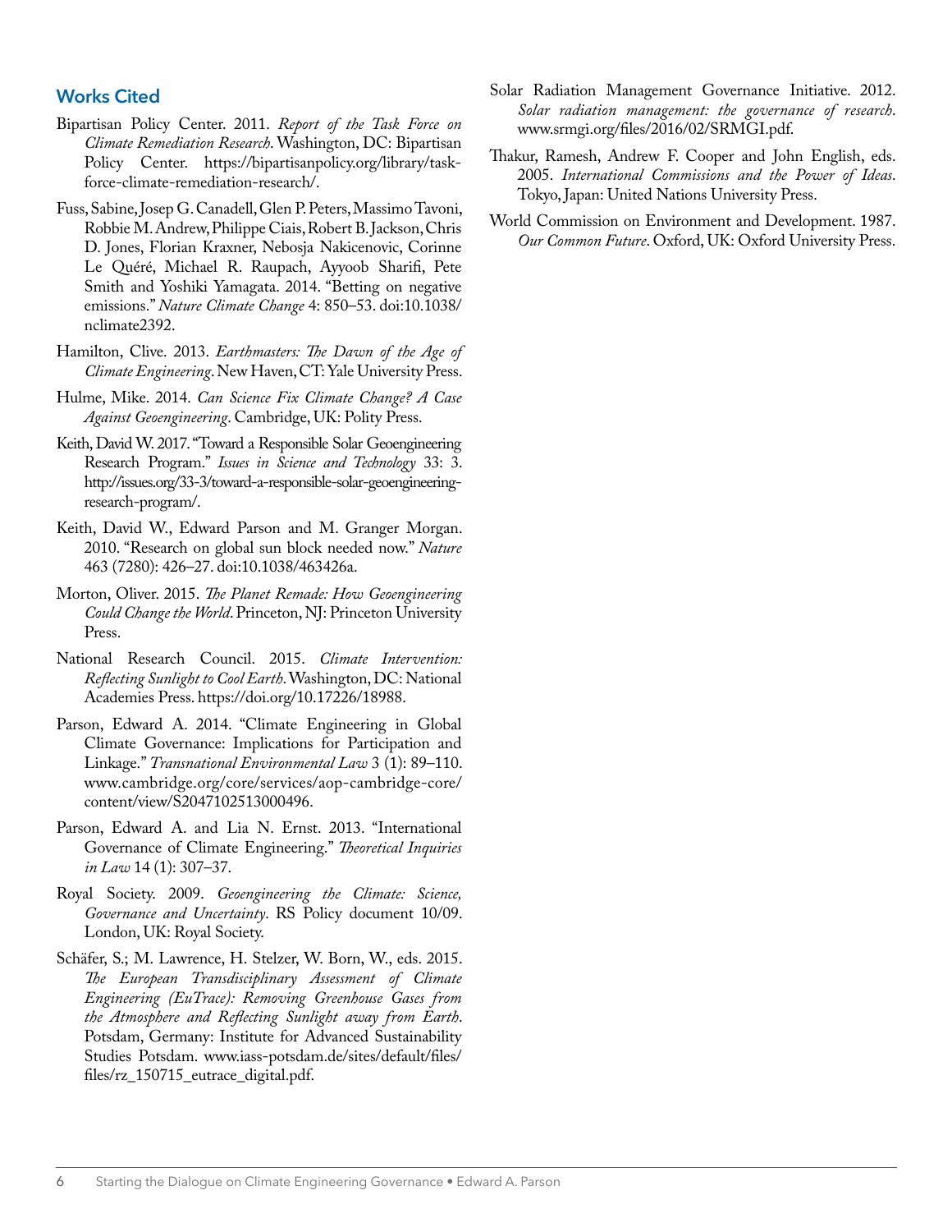## Works Cited

Bipartisan Policy Center. 2011. *Report of the Task Force on Climate Remediation Research*. Washington, DC: Bipartisan Policy Center. https://bipartisanpolicy.org/library/task-force-climate-remediation-research/.

Fuss, Sabine, Josep G. Canadell, Glen P. Peters, Massimo Tavoni, Robbie M. Andrew, Philippe Ciais, Robert B. Jackson, Chris D. Jones, Florian Kraxner, Nebosja Nakicenovic, Corinne Le Quéré, Michael R. Raupach, Ayyoob Sharifi, Pete Smith and Yoshiki Yamagata. 2014. "Betting on negative emissions." *Nature Climate Change* 4: 850–53. doi:10.1038/nclimate2392.

Hamilton, Clive. 2013. *Earthmasters: The Dawn of the Age of Climate Engineering*. New Haven, CT: Yale University Press.

Hulme, Mike. 2014. *Can Science Fix Climate Change? A Case Against Geoengineering*. Cambridge, UK: Polity Press.

Keith, David W. 2017. "Toward a Responsible Solar Geoengineering Research Program." *Issues in Science and Technology* 33: 3. http://issues.org/33-3/toward-a-responsible-solar-geoengineering-research-program/.

Keith, David W., Edward Parson and M. Granger Morgan. 2010. "Research on global sun block needed now." *Nature* 463 (7280): 426–27. doi:10.1038/463426a.

Morton, Oliver. 2015. *The Planet Remade: How Geoengineering Could Change the World*. Princeton, NJ: Princeton University Press.

National Research Council. 2015. *Climate Intervention: Reflecting Sunlight to Cool Earth*. Washington, DC: National Academies Press. https://doi.org/10.17226/18988.

Parson, Edward A. 2014. "Climate Engineering in Global Climate Governance: Implications for Participation and Linkage." *Transnational Environmental Law* 3 (1): 89–110. www.cambridge.org/core/services/aop-cambridge-core/content/view/S2047102513000496.

Parson, Edward A. and Lia N. Ernst. 2013. "International Governance of Climate Engineering." *Theoretical Inquiries in Law* 14 (1): 307–37.

Royal Society. 2009. *Geoengineering the Climate: Science, Governance and Uncertainty*. RS Policy document 10/09. London, UK: Royal Society.

Schäfer, S.; M. Lawrence, H. Stelzer, W. Born, W., eds. 2015. *The European Transdisciplinary Assessment of Climate Engineering (EuTrace): Removing Greenhouse Gases from the Atmosphere and Reflecting Sunlight away from Earth*. Potsdam, Germany: Institute for Advanced Sustainability Studies Potsdam. www.iass-potsdam.de/sites/default/files/files/rz_150715_eutrace_digital.pdf.

Solar Radiation Management Governance Initiative. 2012. *Solar radiation management: the governance of research*. www.srmgi.org/files/2016/02/SRMGI.pdf.

Thakur, Ramesh, Andrew F. Cooper and John English, eds. 2005. *International Commissions and the Power of Ideas*. Tokyo, Japan: United Nations University Press.

World Commission on Environment and Development. 1987. *Our Common Future*. Oxford, UK: Oxford University Press.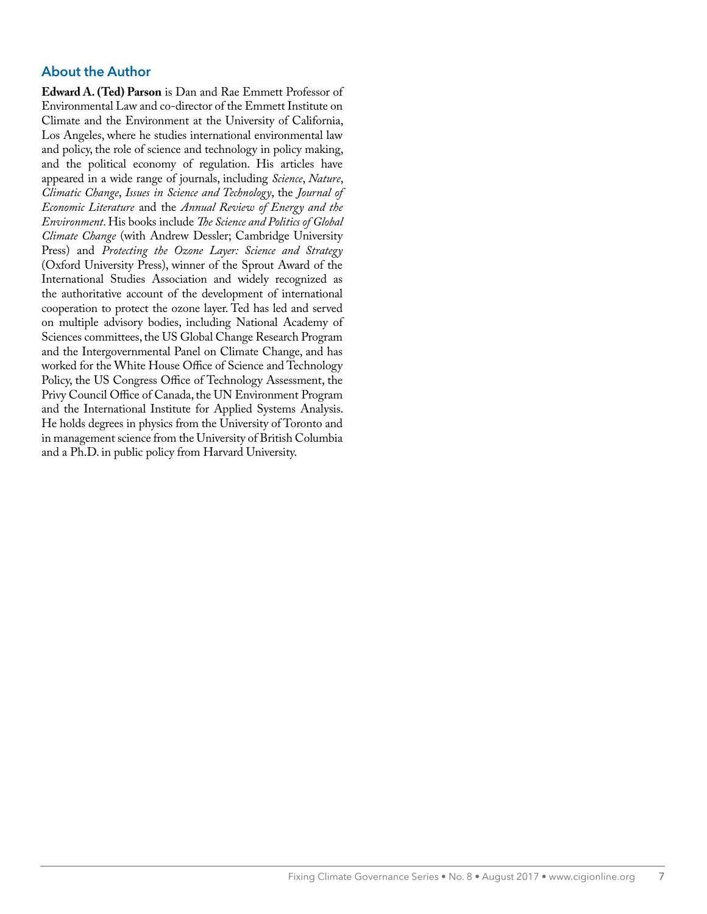## About the Author

**Edward A. (Ted) Parson** is Dan and Rae Emmett Professor of Environmental Law and co-director of the Emmett Institute on Climate and the Environment at the University of California, Los Angeles, where he studies international environmental law and policy, the role of science and technology in policy making, and the political economy of regulation. His articles have appeared in a wide range of journals, including *Science*, *Nature*, *Climatic Change*, *Issues in Science and Technology*, the *Journal of Economic Literature* and the *Annual Review of Energy and the Environment*. His books include *The Science and Politics of Global Climate Change* (with Andrew Dessler; Cambridge University Press) and *Protecting the Ozone Layer: Science and Strategy* (Oxford University Press), winner of the Sprout Award of the International Studies Association and widely recognized as the authoritative account of the development of international cooperation to protect the ozone layer. Ted has led and served on multiple advisory bodies, including National Academy of Sciences committees, the US Global Change Research Program and the Intergovernmental Panel on Climate Change, and has worked for the White House Office of Science and Technology Policy, the US Congress Office of Technology Assessment, the Privy Council Office of Canada, the UN Environment Program and the International Institute for Applied Systems Analysis. He holds degrees in physics from the University of Toronto and in management science from the University of British Columbia and a Ph.D. in public policy from Harvard University.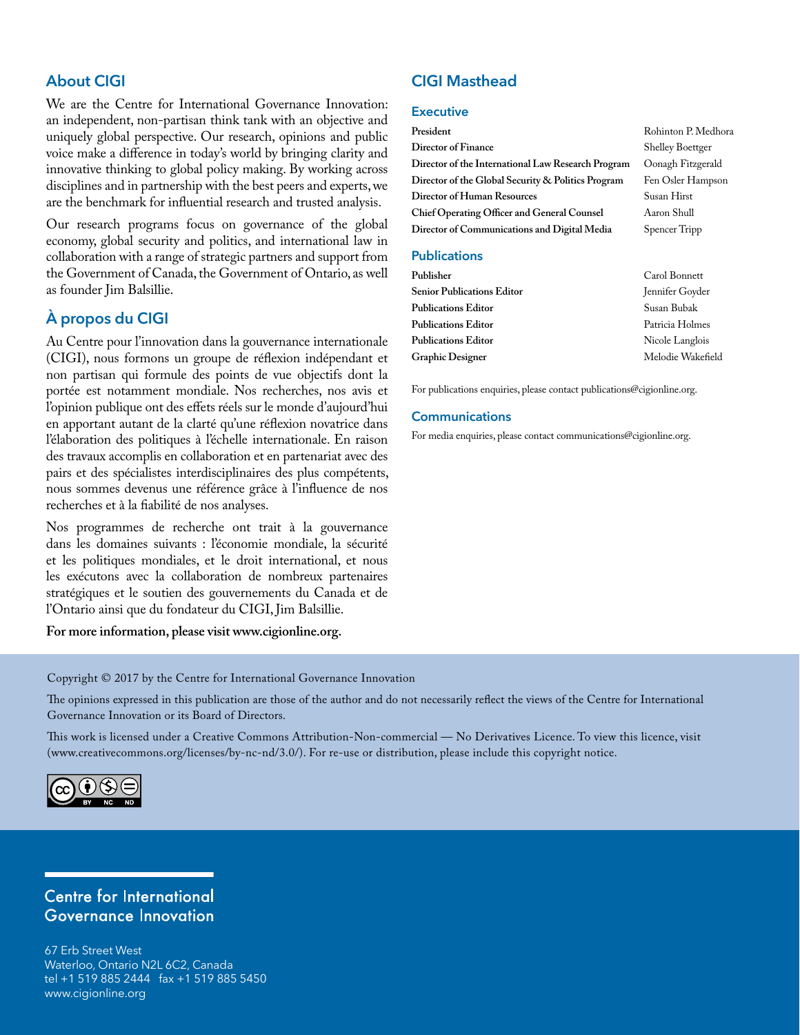## About CIGI

We are the Centre for International Governance Innovation: an independent, non-partisan think tank with an objective and uniquely global perspective. Our research, opinions and public voice make a difference in today's world by bringing clarity and innovative thinking to global policy making. By working across disciplines and in partnership with the best peers and experts, we are the benchmark for influential research and trusted analysis.

Our research programs focus on governance of the global economy, global security and politics, and international law in collaboration with a range of strategic partners and support from the Government of Canada, the Government of Ontario, as well as founder Jim Balsillie.

## À propos du CIGI

Au Centre pour l'innovation dans la gouvernance internationale (CIGI), nous formons un groupe de réflexion indépendant et non partisan qui formule des points de vue objectifs dont la portée est notamment mondiale. Nos recherches, nos avis et l'opinion publique ont des effets réels sur le monde d'aujourd'hui en apportant autant de la clarté qu'une réflexion novatrice dans l'élaboration des politiques à l'échelle internationale. En raison des travaux accomplis en collaboration et en partenariat avec des pairs et des spécialistes interdisciplinaires des plus compétents, nous sommes devenus une référence grâce à l'influence de nos recherches et à la fiabilité de nos analyses.

Nos programmes de recherche ont trait à la gouvernance dans les domaines suivants : l'économie mondiale, la sécurité et les politiques mondiales, et le droit international, et nous les exécutons avec la collaboration de nombreux partenaires stratégiques et le soutien des gouvernements du Canada et de l'Ontario ainsi que du fondateur du CIGI, Jim Balsillie.

**For more information, please visit www.cigionline.org.**

## CIGI Masthead

### Executive

| | |
|---|---|
| **President** | Rohinton P. Medhora |
| **Director of Finance** | Shelley Boettger |
| **Director of the International Law Research Program** | Oonagh Fitzgerald |
| **Director of the Global Security & Politics Program** | Fen Osler Hampson |
| **Director of Human Resources** | Susan Hirst |
| **Chief Operating Officer and General Counsel** | Aaron Shull |
| **Director of Communications and Digital Media** | Spencer Tripp |

### Publications

| | |
|---|---|
| **Publisher** | Carol Bonnett |
| **Senior Publications Editor** | Jennifer Goyder |
| **Publications Editor** | Susan Bubak |
| **Publications Editor** | Patricia Holmes |
| **Publications Editor** | Nicole Langlois |
| **Graphic Designer** | Melodie Wakefield |

For publications enquiries, please contact publications@cigionline.org.

### Communications

For media enquiries, please contact communications@cigionline.org.

Copyright © 2017 by the Centre for International Governance Innovation

The opinions expressed in this publication are those of the author and do not necessarily reflect the views of the Centre for International Governance Innovation or its Board of Directors.

This work is licensed under a Creative Commons Attribution-Non-commercial — No Derivatives Licence. To view this licence, visit (www.creativecommons.org/licenses/by-nc-nd/3.0/). For re-use or distribution, please include this copyright notice.

BY NC ND

Centre for International Governance Innovation

67 Erb Street West
Waterloo, Ontario N2L 6C2, Canada
tel +1 519 885 2444 fax +1 519 885 5450
www.cigionline.org